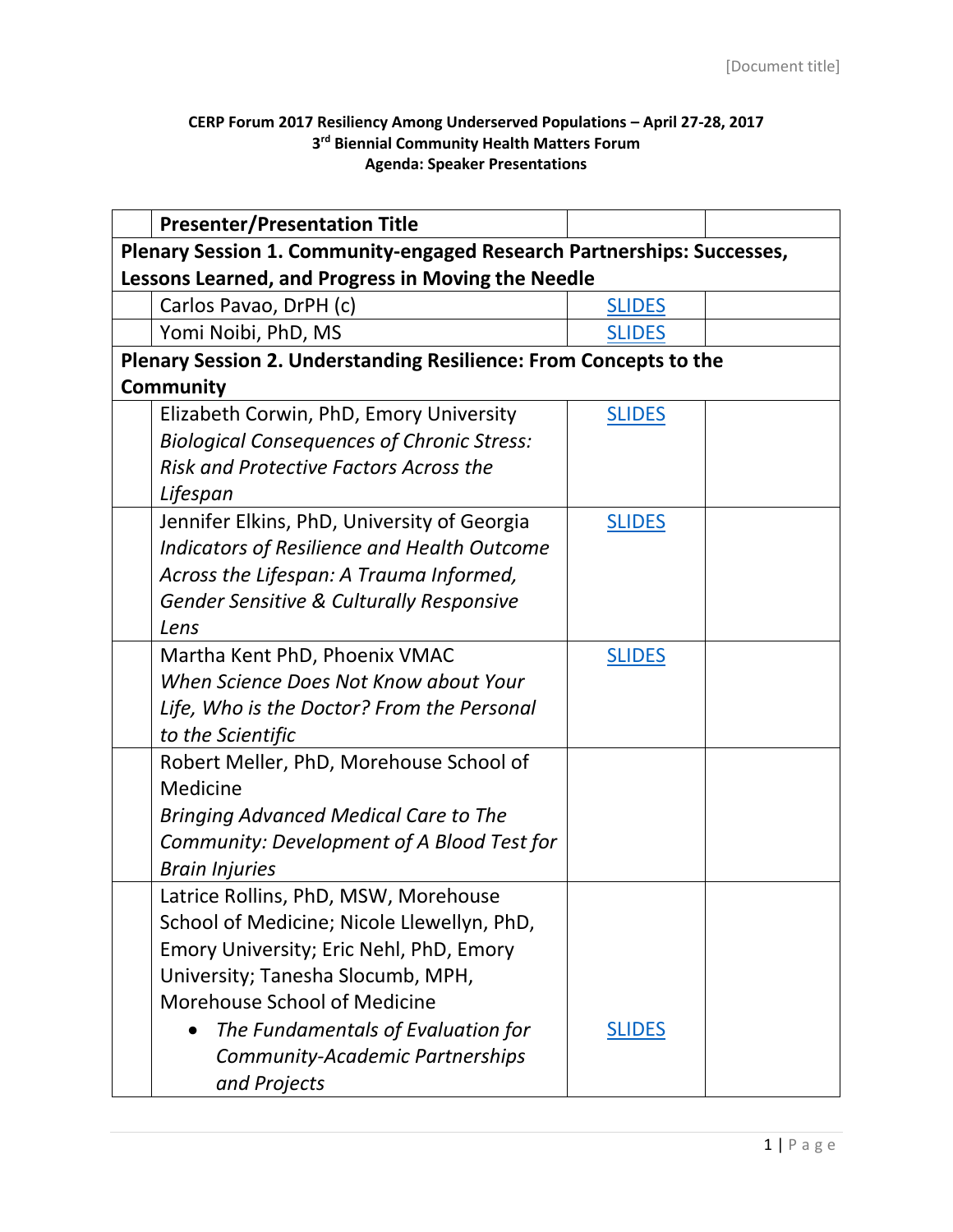**CERP Forum 2017 Resiliency Among Underserved Populations – April 27-28, 2017**
**3rd Biennial Community Health Matters Forum**
**Agenda: Speaker Presentations**

| | **Presenter/Presentation Title** | | |
|---|---|---|---|
| **Plenary Session 1. Community-engaged Research Partnerships: Successes, Lessons Learned, and Progress in Moving the Needle** | | | |
| | Carlos Pavao, DrPH (c) | SLIDES | |
| | Yomi Noibi, PhD, MS | SLIDES | |
| **Plenary Session 2. Understanding Resilience: From Concepts to the Community** | | | |
| | Elizabeth Corwin, PhD, Emory University *Biological Consequences of Chronic Stress: Risk and Protective Factors Across the Lifespan* | SLIDES | |
| | Jennifer Elkins, PhD, University of Georgia *Indicators of Resilience and Health Outcome Across the Lifespan: A Trauma Informed, Gender Sensitive & Culturally Responsive Lens* | SLIDES | |
| | Martha Kent PhD, Phoenix VMAC *When Science Does Not Know about Your Life, Who is the Doctor? From the Personal to the Scientific* | SLIDES | |
| | Robert Meller, PhD, Morehouse School of Medicine *Bringing Advanced Medical Care to The Community: Development of A Blood Test for Brain Injuries* | | |
| | Latrice Rollins, PhD, MSW, Morehouse School of Medicine; Nicole Llewellyn, PhD, Emory University; Eric Nehl, PhD, Emory University; Tanesha Slocumb, MPH, Morehouse School of Medicine<br>• *The Fundamentals of Evaluation for Community-Academic Partnerships and Projects* | SLIDES | |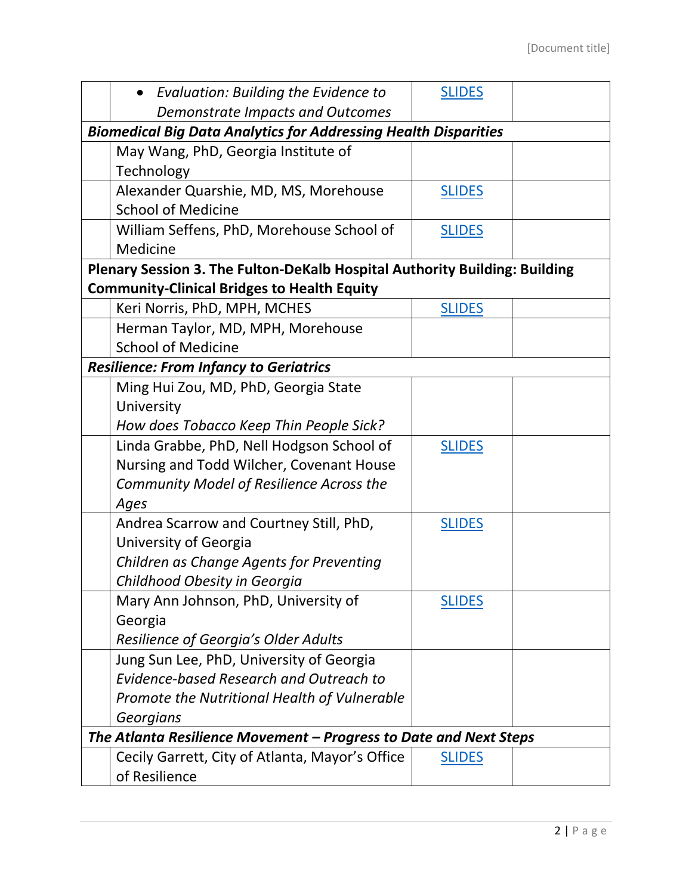| | | | |
|---|---|---|---|
| | • *Evaluation: Building the Evidence to Demonstrate Impacts and Outcomes* | SLIDES | |
| ***Biomedical Big Data Analytics for Addressing Health Disparities*** | | | |
| | May Wang, PhD, Georgia Institute of Technology | | |
| | Alexander Quarshie, MD, MS, Morehouse School of Medicine | SLIDES | |
| | William Seffens, PhD, Morehouse School of Medicine | SLIDES | |
| **Plenary Session 3. The Fulton-DeKalb Hospital Authority Building: Building Community-Clinical Bridges to Health Equity** | | | |
| | Keri Norris, PhD, MPH, MCHES | SLIDES | |
| | Herman Taylor, MD, MPH, Morehouse School of Medicine | | |
| ***Resilience: From Infancy to Geriatrics*** | | | |
| | Ming Hui Zou, MD, PhD, Georgia State University *How does Tobacco Keep Thin People Sick?* | | |
| | Linda Grabbe, PhD, Nell Hodgson School of Nursing and Todd Wilcher, Covenant House *Community Model of Resilience Across the Ages* | SLIDES | |
| | Andrea Scarrow and Courtney Still, PhD, University of Georgia *Children as Change Agents for Preventing Childhood Obesity in Georgia* | SLIDES | |
| | Mary Ann Johnson, PhD, University of Georgia *Resilience of Georgia's Older Adults* | SLIDES | |
| | Jung Sun Lee, PhD, University of Georgia *Evidence-based Research and Outreach to Promote the Nutritional Health of Vulnerable Georgians* | | |
| ***The Atlanta Resilience Movement – Progress to Date and Next Steps*** | | | |
| | Cecily Garrett, City of Atlanta, Mayor's Office of Resilience | SLIDES | |